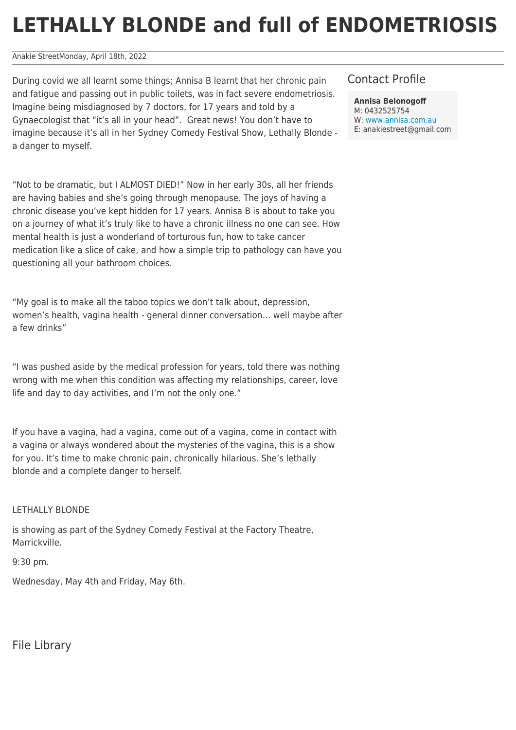# LETHALLY BLONDE and full of ENDOMETRIOSIS

Anakie StreetMonday, April 18th, 2022

During covid we all learnt some things; Annisa B learnt that her chronic pain and fatigue and passing out in public toilets, was in fact severe endometriosis. Imagine being misdiagnosed by 7 doctors, for 17 years and told by a Gynaecologist that "it's all in your head". Great news! You don't have to imagine because it's all in her Sydney Comedy Festival Show, Lethally Blonde - a danger to myself.

"Not to be dramatic, but I ALMOST DIED!" Now in her early 30s, all her friends are having babies and she's going through menopause. The joys of having a chronic disease you've kept hidden for 17 years. Annisa B is about to take you on a journey of what it's truly like to have a chronic illness no one can see. How mental health is just a wonderland of torturous fun, how to take cancer medication like a slice of cake, and how a simple trip to pathology can have you questioning all your bathroom choices.

"My goal is to make all the taboo topics we don't talk about, depression, women's health, vagina health - general dinner conversation… well maybe after a few drinks"

"I was pushed aside by the medical profession for years, told there was nothing wrong with me when this condition was affecting my relationships, career, love life and day to day activities, and I'm not the only one."

If you have a vagina, had a vagina, come out of a vagina, come in contact with a vagina or always wondered about the mysteries of the vagina, this is a show for you. It's time to make chronic pain, chronically hilarious. She's lethally blonde and a complete danger to herself.

LETHALLY BLONDE

is showing as part of the Sydney Comedy Festival at the Factory Theatre, Marrickville.

9:30 pm.

Wednesday, May 4th and Friday, May 6th.

## Contact Profile

**Annisa Belonogoff**
M: 0432525754
W: www.annisa.com.au
E: anakiestreet@gmail.com

## File Library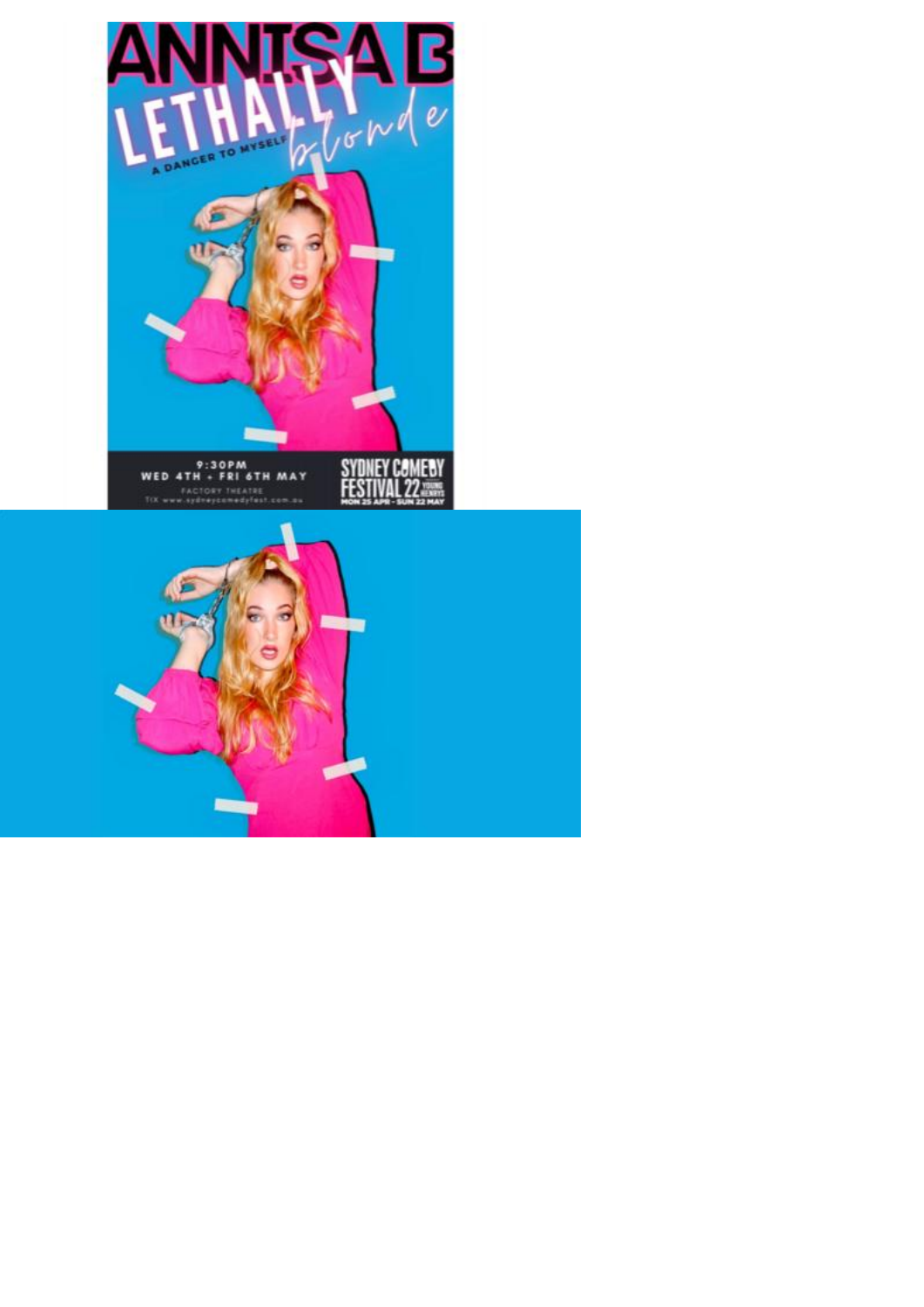# ANNISA B

## LETHALLY *blonde*

A DANGER TO MYSELF

9:30PM
WED 4TH + FRI 6TH MAY

FACTORY THEATRE
TIX www.sydneycomedyfest.com.au

SYDNEY COMEDY FESTIVAL 22 YOUNG HENRYS
MON 25 APR - SUN 22 MAY